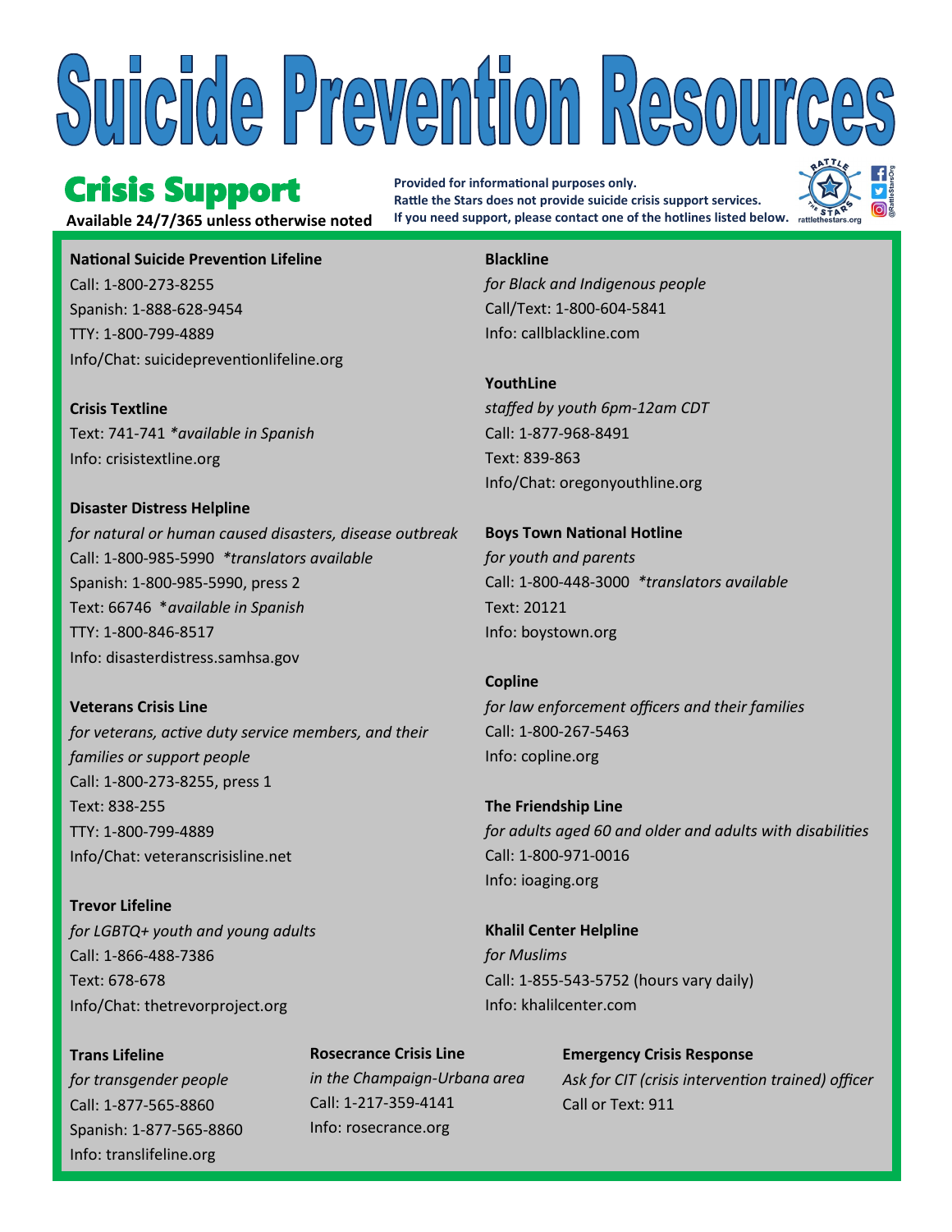# Suicide Prevention Resources

## Crisis Support

**Available 24/7/365 unless noted otherwise**

**Provided for informational purposes only.**
**Rattle the Stars does not provide suicide crisis support services.**
**If you need support, please contact one of the hotlines listed below.**

rattlethestars.org
@RattleStarsOrg

**National Suicide Prevention Lifeline**
Call: 1-800-273-8255
Spanish: 1-888-628-9454
TTY: 1-800-799-4889
Info/Chat: suicidepreventionlifeline.org

**Crisis Textline**
Text: 741-741 *\*available in Spanish*
Info: crisistextline.org

**Disaster Distress Helpline**
*for natural or human caused disasters, disease outbreak*
Call: 1-800-985-5990 *\*translators available*
Spanish: 1-800-985-5990, press 2
Text: 66746 *\*available in Spanish*
TTY: 1-800-846-8517
Info: disasterdistress.samhsa.gov

**Veterans Crisis Line**
*for veterans, active duty service members, and their families or support people*
Call: 1-800-273-8255, press 1
Text: 838-255
TTY: 1-800-799-4889
Info/Chat: veteranscrisisline.net

**Trevor Lifeline**
*for LGBTQ+ youth and young adults*
Call: 1-866-488-7386
Text: 678-678
Info/Chat: thetrevorproject.org

**Blackline**
*for Black and Indigenous people*
Call/Text: 1-800-604-5841
Info: callblackline.com

**YouthLine**
*staffed by youth 6pm-12am CDT*
Call: 1-877-968-8491
Text: 839-863
Info/Chat: oregonyouthline.org

**Boys Town National Hotline**
*for youth and parents*
Call: 1-800-448-3000 *\*translators available*
Text: 20121
Info: boystown.org

**Copline**
*for law enforcement officers and their families*
Call: 1-800-267-5463
Info: copline.org

**The Friendship Line**
*for adults aged 60 and older and adults with disabilities*
Call: 1-800-971-0016
Info: ioaging.org

**Khalil Center Helpline**
*for Muslims*
Call: 1-855-543-5752 (hours vary daily)
Info: khalilcenter.com

**Trans Lifeline**
*for transgender people*
Call: 1-877-565-8860
Spanish: 1-877-565-8860
Info: translifeline.org

**Rosecrance Crisis Line**
*in the Champaign-Urbana area*
Call: 1-217-359-4141
Info: rosecrance.org

**Emergency Crisis Response**
*Ask for CIT (crisis intervention trained) officer*
Call or Text: 911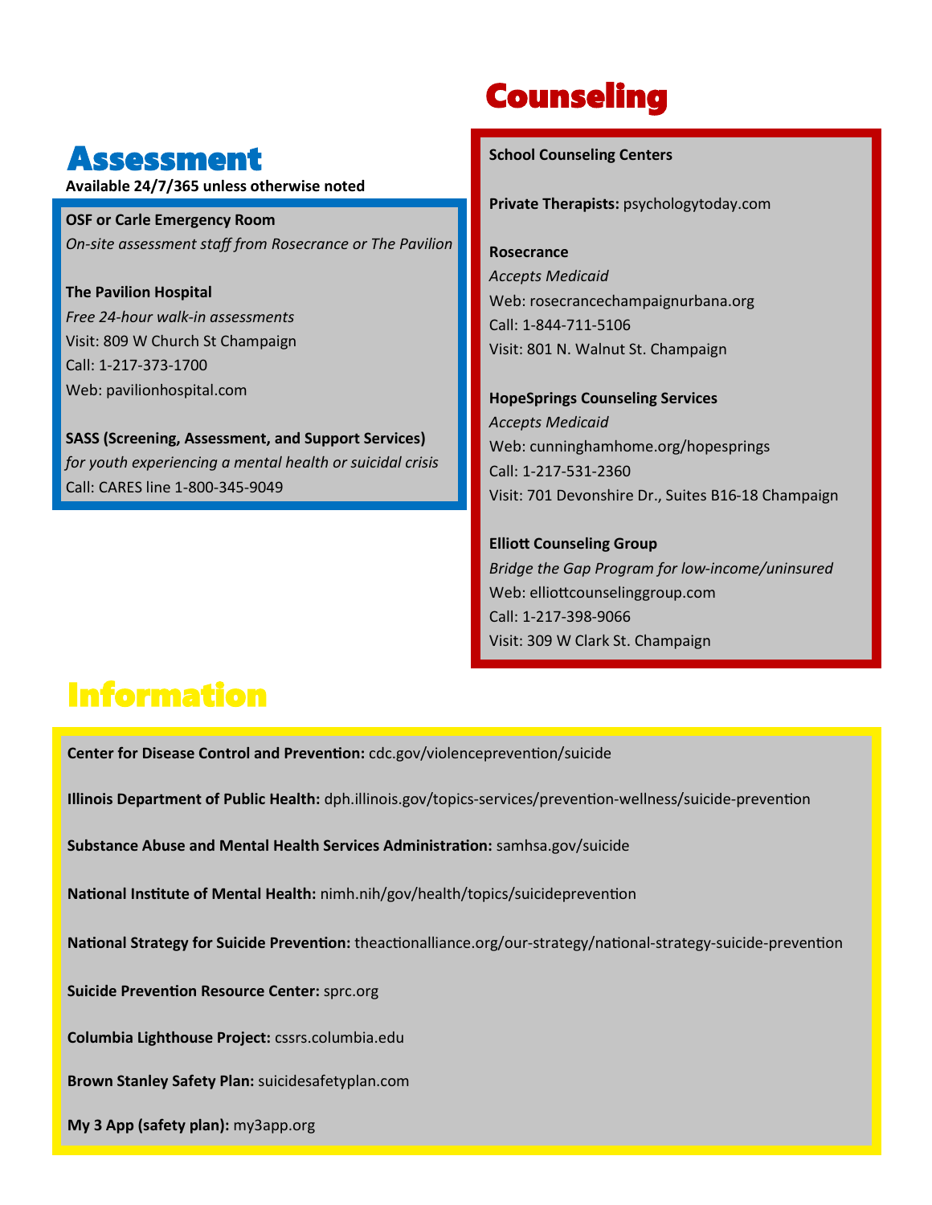## Assessment

**Available 24/7/365 unless otherwise noted**

**OSF or Carle Emergency Room**
*On-site assessment staff from Rosecrance or The Pavilion*

**The Pavilion Hospital**
*Free 24-hour walk-in assessments*
Visit: 809 W Church St Champaign
Call: 1-217-373-1700
Web: pavilionhospital.com

**SASS (Screening, Assessment, and Support Services)**
*for youth experiencing a mental health or suicidal crisis*
Call: CARES line 1-800-345-9049

## Counseling

**School Counseling Centers**

**Private Therapists:** psychologytoday.com

**Rosecrance**
*Accepts Medicaid*
Web: rosecrancechampaignurbana.org
Call: 1-844-711-5106
Visit: 801 N. Walnut St. Champaign

**HopeSprings Counseling Services**
*Accepts Medicaid*
Web: cunninghamhome.org/hopesprings
Call: 1-217-531-2360
Visit: 701 Devonshire Dr., Suites B16-18 Champaign

**Elliott Counseling Group**
*Bridge the Gap Program for low-income/uninsured*
Web: elliottcounselinggroup.com
Call: 1-217-398-9066
Visit: 309 W Clark St. Champaign

## Information

**Center for Disease Control and Prevention:** cdc.gov/violenceprevention/suicide

**Illinois Department of Public Health:** dph.illinois.gov/topics-services/prevention-wellness/suicide-prevention

**Substance Abuse and Mental Health Services Administration:** samhsa.gov/suicide

**National Institute of Mental Health:** nimh.nih/gov/health/topics/suicideprevention

**National Strategy for Suicide Prevention:** theactionalliance.org/our-strategy/national-strategy-suicide-prevention

**Suicide Prevention Resource Center:** sprc.org

**Columbia Lighthouse Project:** cssrs.columbia.edu

**Brown Stanley Safety Plan:** suicidesafetyplan.com

**My 3 App (safety plan):** my3app.org